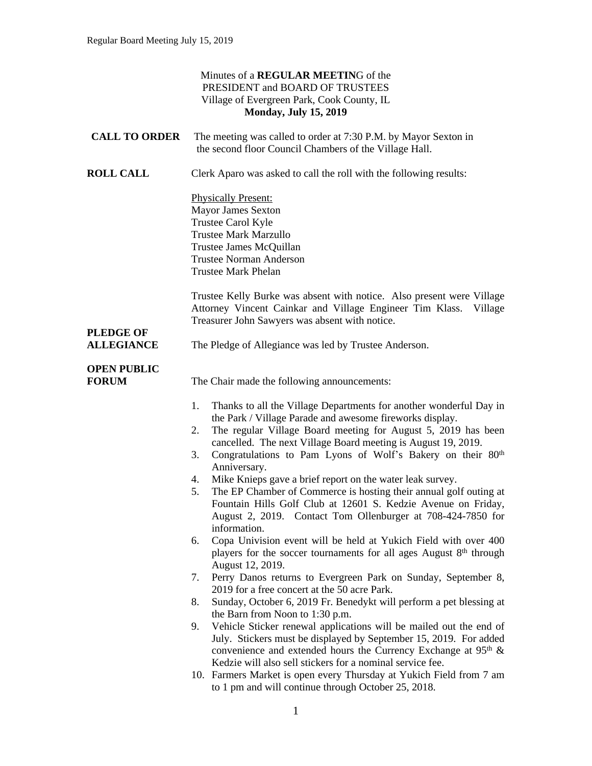Minutes of a **REGULAR MEETIN**G of the
PRESIDENT and BOARD OF TRUSTEES
Village of Evergreen Park, Cook County, IL
**Monday, July 15, 2019**

**CALL TO ORDER** The meeting was called to order at 7:30 P.M. by Mayor Sexton in the second floor Council Chambers of the Village Hall.

**ROLL CALL** Clerk Aparo was asked to call the roll with the following results:

Physically Present:
Mayor James Sexton
Trustee Carol Kyle
Trustee Mark Marzullo
Trustee James McQuillan
Trustee Norman Anderson
Trustee Mark Phelan

Trustee Kelly Burke was absent with notice. Also present were Village Attorney Vincent Cainkar and Village Engineer Tim Klass. Village Treasurer John Sawyers was absent with notice.

**PLEDGE OF ALLEGIANCE** The Pledge of Allegiance was led by Trustee Anderson.

**OPEN PUBLIC FORUM** The Chair made the following announcements:

1. Thanks to all the Village Departments for another wonderful Day in the Park / Village Parade and awesome fireworks display.
2. The regular Village Board meeting for August 5, 2019 has been cancelled. The next Village Board meeting is August 19, 2019.
3. Congratulations to Pam Lyons of Wolf's Bakery on their 80th Anniversary.
4. Mike Knieps gave a brief report on the water leak survey.
5. The EP Chamber of Commerce is hosting their annual golf outing at Fountain Hills Golf Club at 12601 S. Kedzie Avenue on Friday, August 2, 2019. Contact Tom Ollenburger at 708-424-7850 for information.
6. Copa Univision event will be held at Yukich Field with over 400 players for the soccer tournaments for all ages August 8th through August 12, 2019.
7. Perry Danos returns to Evergreen Park on Sunday, September 8, 2019 for a free concert at the 50 acre Park.
8. Sunday, October 6, 2019 Fr. Benedykt will perform a pet blessing at the Barn from Noon to 1:30 p.m.
9. Vehicle Sticker renewal applications will be mailed out the end of July. Stickers must be displayed by September 15, 2019. For added convenience and extended hours the Currency Exchange at 95th & Kedzie will also sell stickers for a nominal service fee.
10. Farmers Market is open every Thursday at Yukich Field from 7 am to 1 pm and will continue through October 25, 2018.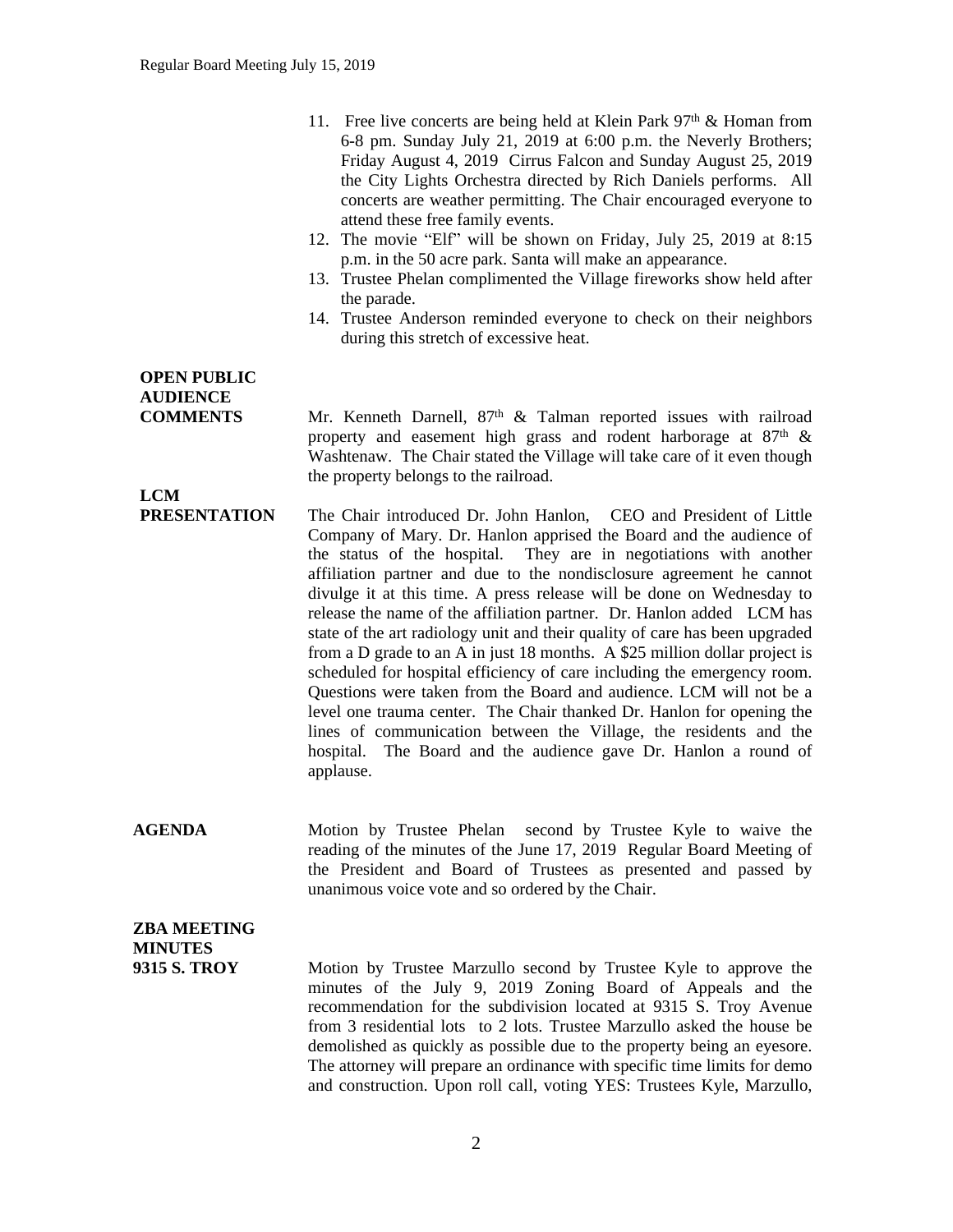11. Free live concerts are being held at Klein Park 97th & Homan from 6-8 pm. Sunday July 21, 2019 at 6:00 p.m. the Neverly Brothers; Friday August 4, 2019 Cirrus Falcon and Sunday August 25, 2019 the City Lights Orchestra directed by Rich Daniels performs. All concerts are weather permitting. The Chair encouraged everyone to attend these free family events.
12. The movie "Elf" will be shown on Friday, July 25, 2019 at 8:15 p.m. in the 50 acre park. Santa will make an appearance.
13. Trustee Phelan complimented the Village fireworks show held after the parade.
14. Trustee Anderson reminded everyone to check on their neighbors during this stretch of excessive heat.

**OPEN PUBLIC AUDIENCE COMMENTS**

Mr. Kenneth Darnell, 87th & Talman reported issues with railroad property and easement high grass and rodent harborage at 87th & Washtenaw. The Chair stated the Village will take care of it even though the property belongs to the railroad.

**LCM PRESENTATION**

The Chair introduced Dr. John Hanlon, CEO and President of Little Company of Mary. Dr. Hanlon apprised the Board and the audience of the status of the hospital. They are in negotiations with another affiliation partner and due to the nondisclosure agreement he cannot divulge it at this time. A press release will be done on Wednesday to release the name of the affiliation partner. Dr. Hanlon added LCM has state of the art radiology unit and their quality of care has been upgraded from a D grade to an A in just 18 months. A $25 million dollar project is scheduled for hospital efficiency of care including the emergency room. Questions were taken from the Board and audience. LCM will not be a level one trauma center. The Chair thanked Dr. Hanlon for opening the lines of communication between the Village, the residents and the hospital. The Board and the audience gave Dr. Hanlon a round of applause.

**AGENDA**

Motion by Trustee Phelan second by Trustee Kyle to waive the reading of the minutes of the June 17, 2019 Regular Board Meeting of the President and Board of Trustees as presented and passed by unanimous voice vote and so ordered by the Chair.

**ZBA MEETING MINUTES 9315 S. TROY**

Motion by Trustee Marzullo second by Trustee Kyle to approve the minutes of the July 9, 2019 Zoning Board of Appeals and the recommendation for the subdivision located at 9315 S. Troy Avenue from 3 residential lots to 2 lots. Trustee Marzullo asked the house be demolished as quickly as possible due to the property being an eyesore. The attorney will prepare an ordinance with specific time limits for demo and construction. Upon roll call, voting YES: Trustees Kyle, Marzullo,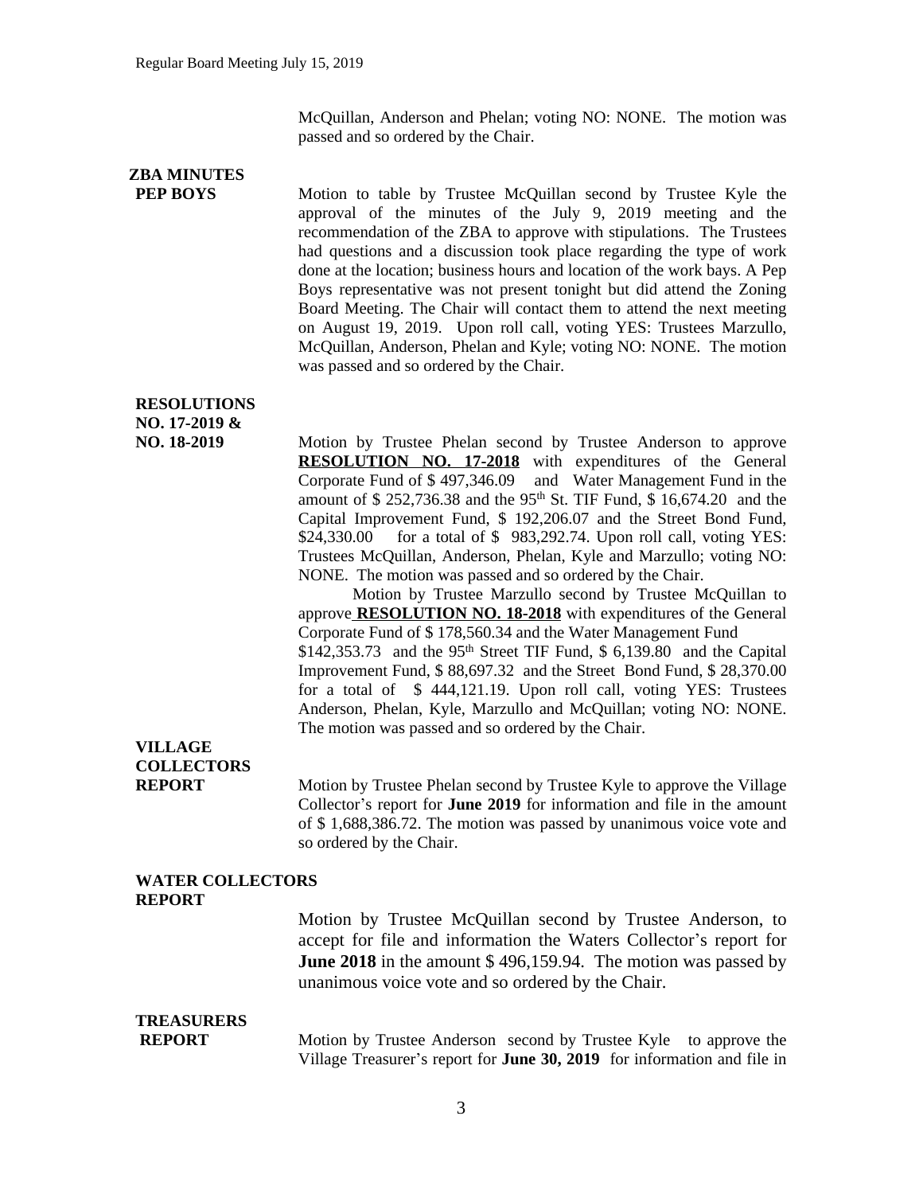McQuillan, Anderson and Phelan; voting NO: NONE. The motion was passed and so ordered by the Chair.

**ZBA MINUTES PEP BOYS**

Motion to table by Trustee McQuillan second by Trustee Kyle the approval of the minutes of the July 9, 2019 meeting and the recommendation of the ZBA to approve with stipulations. The Trustees had questions and a discussion took place regarding the type of work done at the location; business hours and location of the work bays. A Pep Boys representative was not present tonight but did attend the Zoning Board Meeting. The Chair will contact them to attend the next meeting on August 19, 2019. Upon roll call, voting YES: Trustees Marzullo, McQuillan, Anderson, Phelan and Kyle; voting NO: NONE. The motion was passed and so ordered by the Chair.

**RESOLUTIONS NO. 17-2019 & NO. 18-2019**

Motion by Trustee Phelan second by Trustee Anderson to approve **RESOLUTION NO. 17-2018** with expenditures of the General Corporate Fund of $ 497,346.09 and Water Management Fund in the amount of $ 252,736.38 and the 95th St. TIF Fund, $ 16,674.20 and the Capital Improvement Fund, $ 192,206.07 and the Street Bond Fund, $24,330.00 for a total of $ 983,292.74. Upon roll call, voting YES: Trustees McQuillan, Anderson, Phelan, Kyle and Marzullo; voting NO: NONE. The motion was passed and so ordered by the Chair.

Motion by Trustee Marzullo second by Trustee McQuillan to approve **RESOLUTION NO. 18-2018** with expenditures of the General Corporate Fund of $ 178,560.34 and the Water Management Fund $142,353.73 and the 95th Street TIF Fund, $ 6,139.80 and the Capital Improvement Fund, $ 88,697.32 and the Street Bond Fund, $ 28,370.00 for a total of $ 444,121.19. Upon roll call, voting YES: Trustees Anderson, Phelan, Kyle, Marzullo and McQuillan; voting NO: NONE. The motion was passed and so ordered by the Chair.

**VILLAGE COLLECTORS REPORT**

Motion by Trustee Phelan second by Trustee Kyle to approve the Village Collector's report for **June 2019** for information and file in the amount of $ 1,688,386.72. The motion was passed by unanimous voice vote and so ordered by the Chair.

**WATER COLLECTORS REPORT**

Motion by Trustee McQuillan second by Trustee Anderson, to accept for file and information the Waters Collector's report for **June 2018** in the amount $ 496,159.94. The motion was passed by unanimous voice vote and so ordered by the Chair.

**TREASURERS REPORT**

Motion by Trustee Anderson second by Trustee Kyle to approve the Village Treasurer's report for **June 30, 2019** for information and file in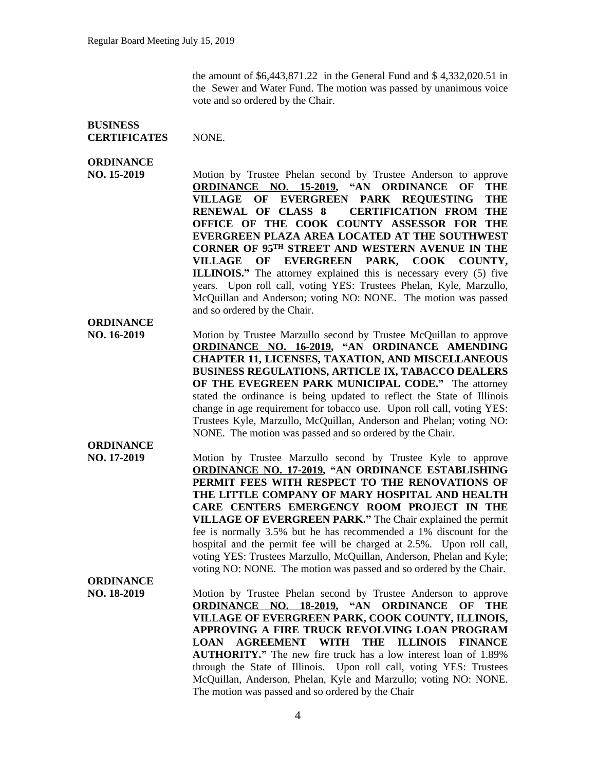the amount of $6,443,871.22 in the General Fund and $ 4,332,020.51 in the Sewer and Water Fund. The motion was passed by unanimous voice vote and so ordered by the Chair.

**BUSINESS CERTIFICATES** NONE.

**ORDINANCE NO. 15-2019** Motion by Trustee Phelan second by Trustee Anderson to approve **ORDINANCE NO. 15-2019, "AN ORDINANCE OF THE VILLAGE OF EVERGREEN PARK REQUESTING THE RENEWAL OF CLASS 8 CERTIFICATION FROM THE OFFICE OF THE COOK COUNTY ASSESSOR FOR THE EVERGREEN PLAZA AREA LOCATED AT THE SOUTHWEST CORNER OF 95TH STREET AND WESTERN AVENUE IN THE VILLAGE OF EVERGREEN PARK, COOK COUNTY, ILLINOIS."** The attorney explained this is necessary every (5) five years. Upon roll call, voting YES: Trustees Phelan, Kyle, Marzullo, McQuillan and Anderson; voting NO: NONE. The motion was passed and so ordered by the Chair.

**ORDINANCE NO. 16-2019** Motion by Trustee Marzullo second by Trustee McQuillan to approve **ORDINANCE NO. 16-2019, "AN ORDINANCE AMENDING CHAPTER 11, LICENSES, TAXATION, AND MISCELLANEOUS BUSINESS REGULATIONS, ARTICLE IX, TABACCO DEALERS OF THE EVEGREEN PARK MUNICIPAL CODE."** The attorney stated the ordinance is being updated to reflect the State of Illinois change in age requirement for tobacco use. Upon roll call, voting YES: Trustees Kyle, Marzullo, McQuillan, Anderson and Phelan; voting NO: NONE. The motion was passed and so ordered by the Chair.

**ORDINANCE NO. 17-2019** Motion by Trustee Marzullo second by Trustee Kyle to approve **ORDINANCE NO. 17-2019, "AN ORDINANCE ESTABLISHING PERMIT FEES WITH RESPECT TO THE RENOVATIONS OF THE LITTLE COMPANY OF MARY HOSPITAL AND HEALTH CARE CENTERS EMERGENCY ROOM PROJECT IN THE VILLAGE OF EVERGREEN PARK."** The Chair explained the permit fee is normally 3.5% but he has recommended a 1% discount for the hospital and the permit fee will be charged at 2.5%. Upon roll call, voting YES: Trustees Marzullo, McQuillan, Anderson, Phelan and Kyle; voting NO: NONE. The motion was passed and so ordered by the Chair.

**ORDINANCE NO. 18-2019** Motion by Trustee Phelan second by Trustee Anderson to approve **ORDINANCE NO. 18-2019, "AN ORDINANCE OF THE VILLAGE OF EVERGREEN PARK, COOK COUNTY, ILLINOIS, APPROVING A FIRE TRUCK REVOLVING LOAN PROGRAM LOAN AGREEMENT WITH THE ILLINOIS FINANCE AUTHORITY."** The new fire truck has a low interest loan of 1.89% through the State of Illinois. Upon roll call, voting YES: Trustees McQuillan, Anderson, Phelan, Kyle and Marzullo; voting NO: NONE. The motion was passed and so ordered by the Chair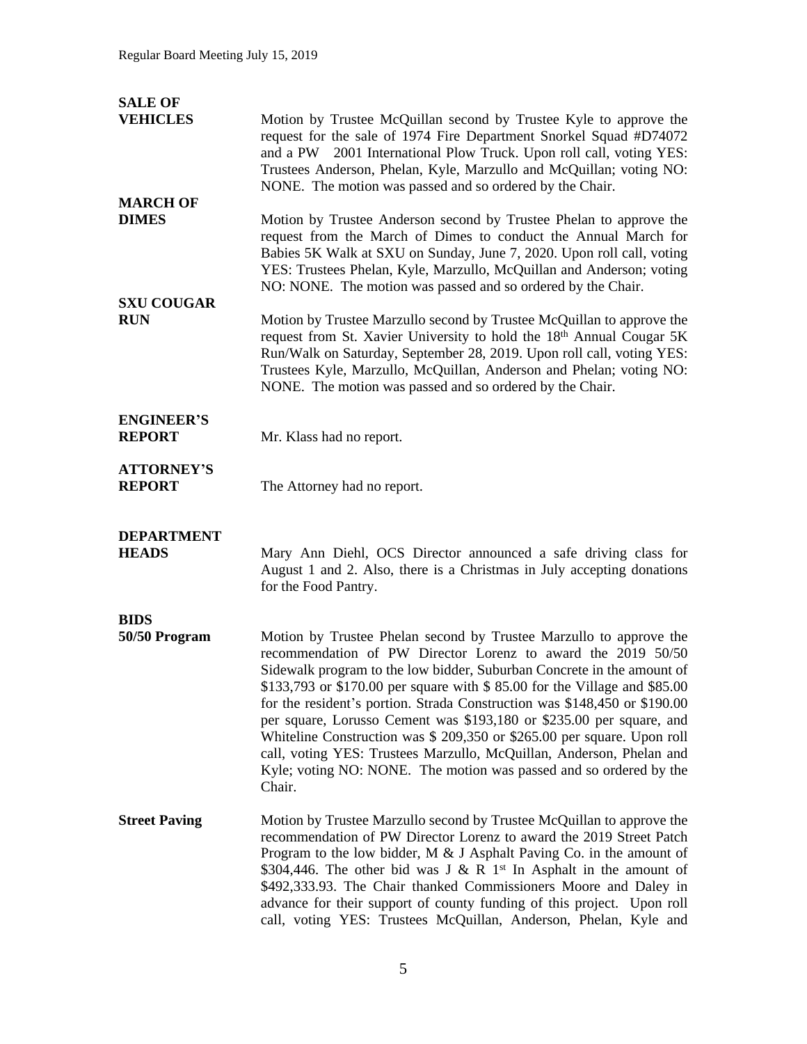**SALE OF VEHICLES**

Motion by Trustee McQuillan second by Trustee Kyle to approve the request for the sale of 1974 Fire Department Snorkel Squad #D74072 and a PW 2001 International Plow Truck. Upon roll call, voting YES: Trustees Anderson, Phelan, Kyle, Marzullo and McQuillan; voting NO: NONE. The motion was passed and so ordered by the Chair.

**MARCH OF DIMES**

Motion by Trustee Anderson second by Trustee Phelan to approve the request from the March of Dimes to conduct the Annual March for Babies 5K Walk at SXU on Sunday, June 7, 2020. Upon roll call, voting YES: Trustees Phelan, Kyle, Marzullo, McQuillan and Anderson; voting NO: NONE. The motion was passed and so ordered by the Chair.

**SXU COUGAR RUN**

Motion by Trustee Marzullo second by Trustee McQuillan to approve the request from St. Xavier University to hold the 18th Annual Cougar 5K Run/Walk on Saturday, September 28, 2019. Upon roll call, voting YES: Trustees Kyle, Marzullo, McQuillan, Anderson and Phelan; voting NO: NONE. The motion was passed and so ordered by the Chair.

**ENGINEER'S REPORT**

Mr. Klass had no report.

**ATTORNEY'S REPORT**

The Attorney had no report.

**DEPARTMENT HEADS**

Mary Ann Diehl, OCS Director announced a safe driving class for August 1 and 2. Also, there is a Christmas in July accepting donations for the Food Pantry.

**BIDS**

**50/50 Program**

Motion by Trustee Phelan second by Trustee Marzullo to approve the recommendation of PW Director Lorenz to award the 2019 50/50 Sidewalk program to the low bidder, Suburban Concrete in the amount of $133,793 or $170.00 per square with $ 85.00 for the Village and $85.00 for the resident's portion. Strada Construction was $148,450 or $190.00 per square, Lorusso Cement was $193,180 or $235.00 per square, and Whiteline Construction was $ 209,350 or $265.00 per square. Upon roll call, voting YES: Trustees Marzullo, McQuillan, Anderson, Phelan and Kyle; voting NO: NONE. The motion was passed and so ordered by the Chair.

**Street Paving**

Motion by Trustee Marzullo second by Trustee McQuillan to approve the recommendation of PW Director Lorenz to award the 2019 Street Patch Program to the low bidder, M & J Asphalt Paving Co. in the amount of $304,446. The other bid was J & R 1st In Asphalt in the amount of $492,333.93. The Chair thanked Commissioners Moore and Daley in advance for their support of county funding of this project. Upon roll call, voting YES: Trustees McQuillan, Anderson, Phelan, Kyle and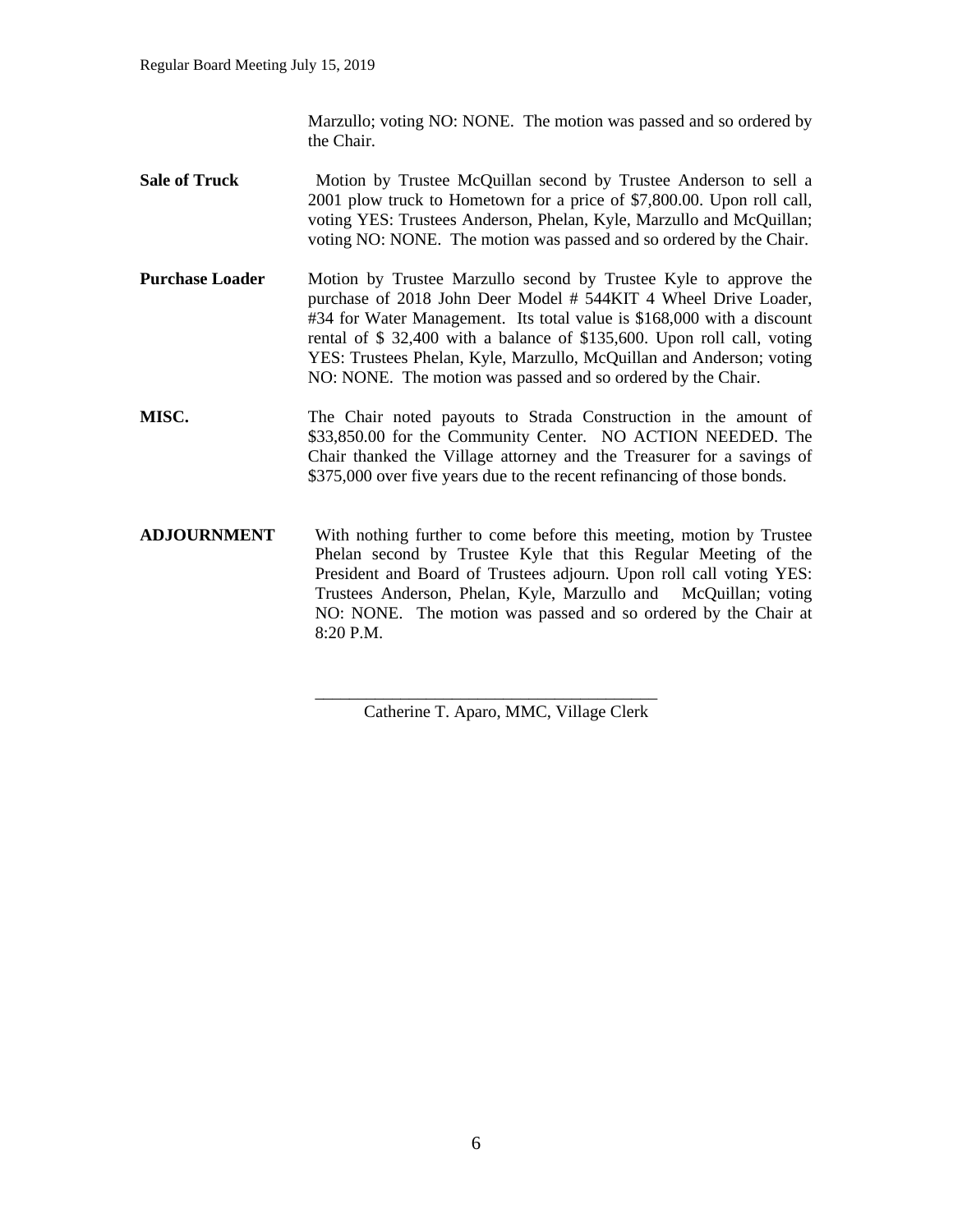Marzullo; voting NO: NONE. The motion was passed and so ordered by the Chair.

**Sale of Truck** Motion by Trustee McQuillan second by Trustee Anderson to sell a 2001 plow truck to Hometown for a price of $7,800.00. Upon roll call, voting YES: Trustees Anderson, Phelan, Kyle, Marzullo and McQuillan; voting NO: NONE. The motion was passed and so ordered by the Chair.

**Purchase Loader** Motion by Trustee Marzullo second by Trustee Kyle to approve the purchase of 2018 John Deer Model # 544KIT 4 Wheel Drive Loader, #34 for Water Management. Its total value is $168,000 with a discount rental of $ 32,400 with a balance of $135,600. Upon roll call, voting YES: Trustees Phelan, Kyle, Marzullo, McQuillan and Anderson; voting NO: NONE. The motion was passed and so ordered by the Chair.

**MISC.** The Chair noted payouts to Strada Construction in the amount of $33,850.00 for the Community Center. NO ACTION NEEDED. The Chair thanked the Village attorney and the Treasurer for a savings of $375,000 over five years due to the recent refinancing of those bonds.

**ADJOURNMENT** With nothing further to come before this meeting, motion by Trustee Phelan second by Trustee Kyle that this Regular Meeting of the President and Board of Trustees adjourn. Upon roll call voting YES: Trustees Anderson, Phelan, Kyle, Marzullo and McQuillan; voting NO: NONE. The motion was passed and so ordered by the Chair at 8:20 P.M.

\_\_\_\_\_\_\_\_\_\_\_\_\_\_\_\_\_\_\_\_\_\_\_\_\_\_\_\_\_\_\_\_\_\_\_\_\_\_\_\_

Catherine T. Aparo, MMC, Village Clerk